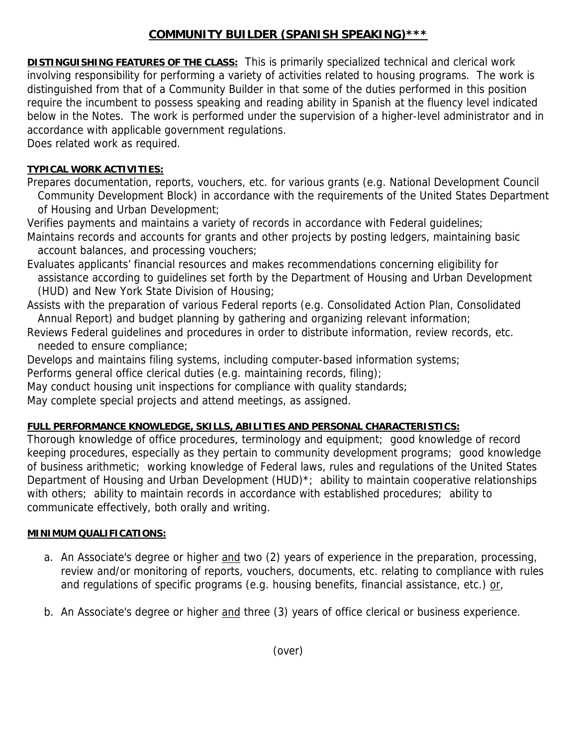# COMMUNITY BUILDER (SPANISH SPEAKING)***

**DISTINGUISHING FEATURES OF THE CLASS:** This is primarily specialized technical and clerical work involving responsibility for performing a variety of activities related to housing programs. The work is distinguished from that of a Community Builder in that some of the duties performed in this position require the incumbent to possess speaking and reading ability in Spanish at the fluency level indicated below in the Notes. The work is performed under the supervision of a higher-level administrator and in accordance with applicable government regulations.
Does related work as required.

**TYPICAL WORK ACTIVITIES:**

Prepares documentation, reports, vouchers, etc. for various grants (e.g. National Development Council Community Development Block) in accordance with the requirements of the United States Department of Housing and Urban Development;
Verifies payments and maintains a variety of records in accordance with Federal guidelines;
Maintains records and accounts for grants and other projects by posting ledgers, maintaining basic account balances, and processing vouchers;
Evaluates applicants' financial resources and makes recommendations concerning eligibility for assistance according to guidelines set forth by the Department of Housing and Urban Development (HUD) and New York State Division of Housing;
Assists with the preparation of various Federal reports (e.g. Consolidated Action Plan, Consolidated Annual Report) and budget planning by gathering and organizing relevant information;
Reviews Federal guidelines and procedures in order to distribute information, review records, etc. needed to ensure compliance;
Develops and maintains filing systems, including computer-based information systems;
Performs general office clerical duties (e.g. maintaining records, filing);
May conduct housing unit inspections for compliance with quality standards;
May complete special projects and attend meetings, as assigned.

**FULL PERFORMANCE KNOWLEDGE, SKILLS, ABILITIES AND PERSONAL CHARACTERISTICS:**

Thorough knowledge of office procedures, terminology and equipment; good knowledge of record keeping procedures, especially as they pertain to community development programs; good knowledge of business arithmetic; working knowledge of Federal laws, rules and regulations of the United States Department of Housing and Urban Development (HUD)*; ability to maintain cooperative relationships with others; ability to maintain records in accordance with established procedures; ability to communicate effectively, both orally and writing.

**MINIMUM QUALIFICATIONS:**

a. An Associate's degree or higher <u>and</u> two (2) years of experience in the preparation, processing, review and/or monitoring of reports, vouchers, documents, etc. relating to compliance with rules and regulations of specific programs (e.g. housing benefits, financial assistance, etc.) <u>or</u>,

b. An Associate's degree or higher <u>and</u> three (3) years of office clerical or business experience.

(over)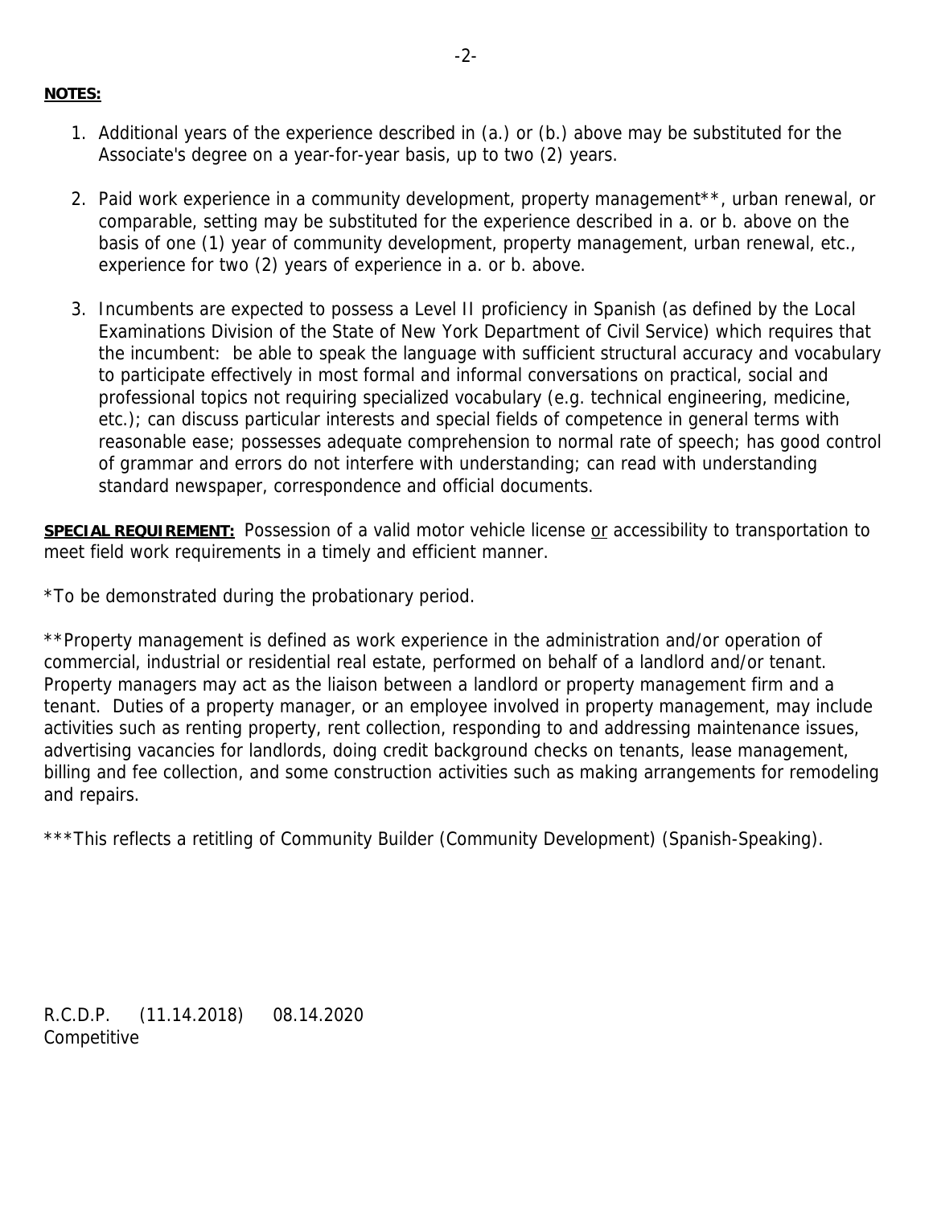**NOTES:**

1. Additional years of the experience described in (a.) or (b.) above may be substituted for the Associate's degree on a year-for-year basis, up to two (2) years.

2. Paid work experience in a community development, property management**, urban renewal, or comparable, setting may be substituted for the experience described in a. or b. above on the basis of one (1) year of community development, property management, urban renewal, etc., experience for two (2) years of experience in a. or b. above.

3. Incumbents are expected to possess a Level II proficiency in Spanish (as defined by the Local Examinations Division of the State of New York Department of Civil Service) which requires that the incumbent: be able to speak the language with sufficient structural accuracy and vocabulary to participate effectively in most formal and informal conversations on practical, social and professional topics not requiring specialized vocabulary (e.g. technical engineering, medicine, etc.); can discuss particular interests and special fields of competence in general terms with reasonable ease; possesses adequate comprehension to normal rate of speech; has good control of grammar and errors do not interfere with understanding; can read with understanding standard newspaper, correspondence and official documents.

**SPECIAL REQUIREMENT:** Possession of a valid motor vehicle license <u>or</u> accessibility to transportation to meet field work requirements in a timely and efficient manner.

*To be demonstrated during the probationary period.

**Property management is defined as work experience in the administration and/or operation of commercial, industrial or residential real estate, performed on behalf of a landlord and/or tenant. Property managers may act as the liaison between a landlord or property management firm and a tenant. Duties of a property manager, or an employee involved in property management, may include activities such as renting property, rent collection, responding to and addressing maintenance issues, advertising vacancies for landlords, doing credit background checks on tenants, lease management, billing and fee collection, and some construction activities such as making arrangements for remodeling and repairs.

***This reflects a retitling of Community Builder (Community Development) (Spanish-Speaking).

R.C.D.P. (11.14.2018) 08.14.2020
Competitive